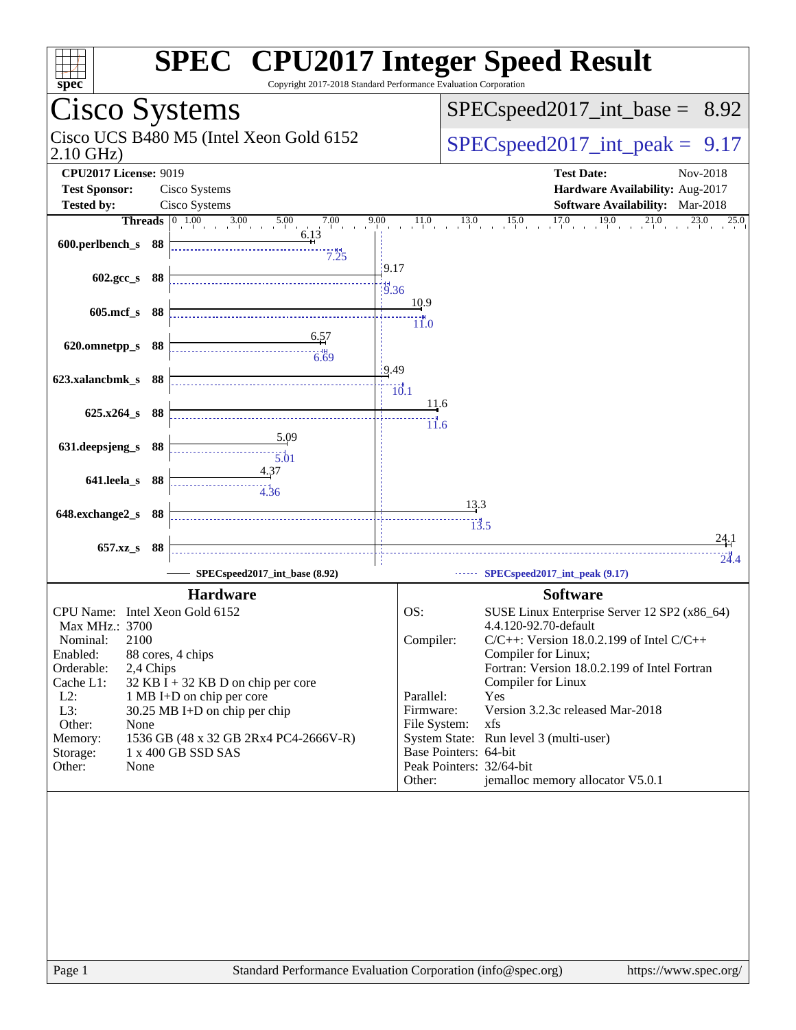# SPEC CPU2017 Integer Speed Result

Copyright 2017-2018 Standard Performance Evaluation Corporation

## Cisco Systems

Cisco UCS B480 M5 (Intel Xeon Gold 6152 2.10 GHz)

SPECspeed2017_int_base = 8.92

SPECspeed2017_int_peak = 9.17

| | | | |
|---|---|---|---|
| **CPU2017 License:** | 9019 | **Test Date:** | Nov-2018 |
| **Test Sponsor:** | Cisco Systems | **Hardware Availability:** | Aug-2017 |
| **Tested by:** | Cisco Systems | **Software Availability:** | Mar-2018 |

| Benchmark | Threads | Base | Peak |
|---|---|---|---|
| 600.perlbench_s | 88 | 6.13 | 7.25 |
| 602.gcc_s | 88 | 9.17 | 9.36 |
| 605.mcf_s | 88 | 10.9 | 11.0 |
| 620.omnetpp_s | 88 | 6.57 | 6.69 |
| 623.xalancbmk_s | 88 | 9.49 | 10.1 |
| 625.x264_s | 88 | 11.6 | 11.6 |
| 631.deepsjeng_s | 88 | 5.09 | 5.01 |
| 641.leela_s | 88 | 4.37 | 4.36 |
| 648.exchange2_s | 88 | 13.3 | 13.5 |
| 657.xz_s | 88 | 24.1 | 24.4 |

SPECspeed2017_int_base (8.92) — SPECspeed2017_int_peak (9.17)

### Hardware

| | |
|---|---|
| CPU Name: | Intel Xeon Gold 6152 |
| Max MHz.: | 3700 |
| Nominal: | 2100 |
| Enabled: | 88 cores, 4 chips |
| Orderable: | 2,4 Chips |
| Cache L1: | 32 KB I + 32 KB D on chip per core |
| L2: | 1 MB I+D on chip per core |
| L3: | 30.25 MB I+D on chip per chip |
| Other: | None |
| Memory: | 1536 GB (48 x 32 GB 2Rx4 PC4-2666V-R) |
| Storage: | 1 x 400 GB SSD SAS |
| Other: | None |

### Software

| | |
|---|---|
| OS: | SUSE Linux Enterprise Server 12 SP2 (x86_64) 4.4.120-92.70-default |
| Compiler: | C/C++: Version 18.0.2.199 of Intel C/C++ Compiler for Linux; Fortran: Version 18.0.2.199 of Intel Fortran Compiler for Linux |
| Parallel: | Yes |
| Firmware: | Version 3.2.3c released Mar-2018 |
| File System: | xfs |
| System State: | Run level 3 (multi-user) |
| Base Pointers: | 64-bit |
| Peak Pointers: | 32/64-bit |
| Other: | jemalloc memory allocator V5.0.1 |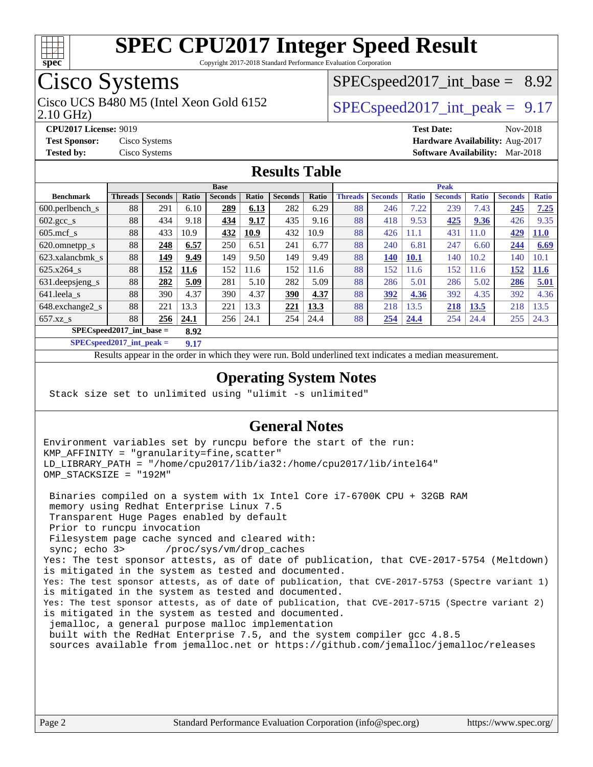# SPEC CPU2017 Integer Speed Result

Copyright 2017-2018 Standard Performance Evaluation Corporation

## Cisco Systems

Cisco UCS B480 M5 (Intel Xeon Gold 6152 2.10 GHz)

SPECspeed2017_int_base = 8.92

SPECspeed2017_int_peak = 9.17

**CPU2017 License:** 9019
**Test Sponsor:** Cisco Systems
**Tested by:** Cisco Systems

**Test Date:** Nov-2018
**Hardware Availability:** Aug-2017
**Software Availability:** Mar-2018

## Results Table

| Benchmark | Base | | | | | | | Peak | | | | | | |
|---|---|---|---|---|---|---|---|---|---|---|---|---|---|---|
| | Threads | Seconds | Ratio | Seconds | Ratio | Seconds | Ratio | Threads | Seconds | Ratio | Seconds | Ratio | Seconds | Ratio |
| 600.perlbench_s | 88 | 291 | 6.10 | **289** | **6.13** | 282 | 6.29 | 88 | 246 | 7.22 | 239 | 7.43 | **245** | **7.25** |
| 602.gcc_s | 88 | 434 | 9.18 | **434** | **9.17** | 435 | 9.16 | 88 | 418 | 9.53 | **425** | **9.36** | 426 | 9.35 |
| 605.mcf_s | 88 | 433 | 10.9 | **432** | **10.9** | 432 | 10.9 | 88 | 426 | 11.1 | 431 | 11.0 | **429** | **11.0** |
| 620.omnetpp_s | 88 | **248** | **6.57** | 250 | 6.51 | 241 | 6.77 | 88 | 240 | 6.81 | 247 | 6.60 | **244** | **6.69** |
| 623.xalancbmk_s | 88 | **149** | **9.49** | 149 | 9.50 | 149 | 9.49 | 88 | **140** | **10.1** | 140 | 10.2 | 140 | 10.1 |
| 625.x264_s | 88 | **152** | **11.6** | 152 | 11.6 | 152 | 11.6 | 88 | 152 | 11.6 | 152 | 11.6 | **152** | **11.6** |
| 631.deepsjeng_s | 88 | **282** | **5.09** | 281 | 5.10 | 282 | 5.09 | 88 | 286 | 5.01 | 286 | 5.02 | **286** | **5.01** |
| 641.leela_s | 88 | 390 | 4.37 | 390 | 4.37 | **390** | **4.37** | 88 | **392** | **4.36** | 392 | 4.35 | 392 | 4.36 |
| 648.exchange2_s | 88 | 221 | 13.3 | 221 | 13.3 | **221** | **13.3** | 88 | 218 | 13.5 | **218** | **13.5** | 218 | 13.5 |
| 657.xz_s | 88 | **256** | **24.1** | 256 | 24.1 | 254 | 24.4 | 88 | **254** | **24.4** | 254 | 24.4 | 255 | 24.3 |

**SPECspeed2017_int_base =** **8.92**

**SPECspeed2017_int_peak =** **9.17**

Results appear in the order in which they were run. Bold underlined text indicates a median measurement.

## Operating System Notes

```
Stack size set to unlimited using "ulimit -s unlimited"
```

## General Notes

```
Environment variables set by runcpu before the start of the run:
KMP_AFFINITY = "granularity=fine,scatter"
LD_LIBRARY_PATH = "/home/cpu2017/lib/ia32:/home/cpu2017/lib/intel64"
OMP_STACKSIZE = "192M"

 Binaries compiled on a system with 1x Intel Core i7-6700K CPU + 32GB RAM
 memory using Redhat Enterprise Linux 7.5
 Transparent Huge Pages enabled by default
 Prior to runcpu invocation
 Filesystem page cache synced and cleared with:
 sync; echo 3>       /proc/sys/vm/drop_caches
Yes: The test sponsor attests, as of date of publication, that CVE-2017-5754 (Meltdown)
is mitigated in the system as tested and documented.
Yes: The test sponsor attests, as of date of publication, that CVE-2017-5753 (Spectre variant 1)
is mitigated in the system as tested and documented.
Yes: The test sponsor attests, as of date of publication, that CVE-2017-5715 (Spectre variant 2)
is mitigated in the system as tested and documented.
 jemalloc, a general purpose malloc implementation
 built with the RedHat Enterprise 7.5, and the system compiler gcc 4.8.5
 sources available from jemalloc.net or https://github.com/jemalloc/jemalloc/releases
```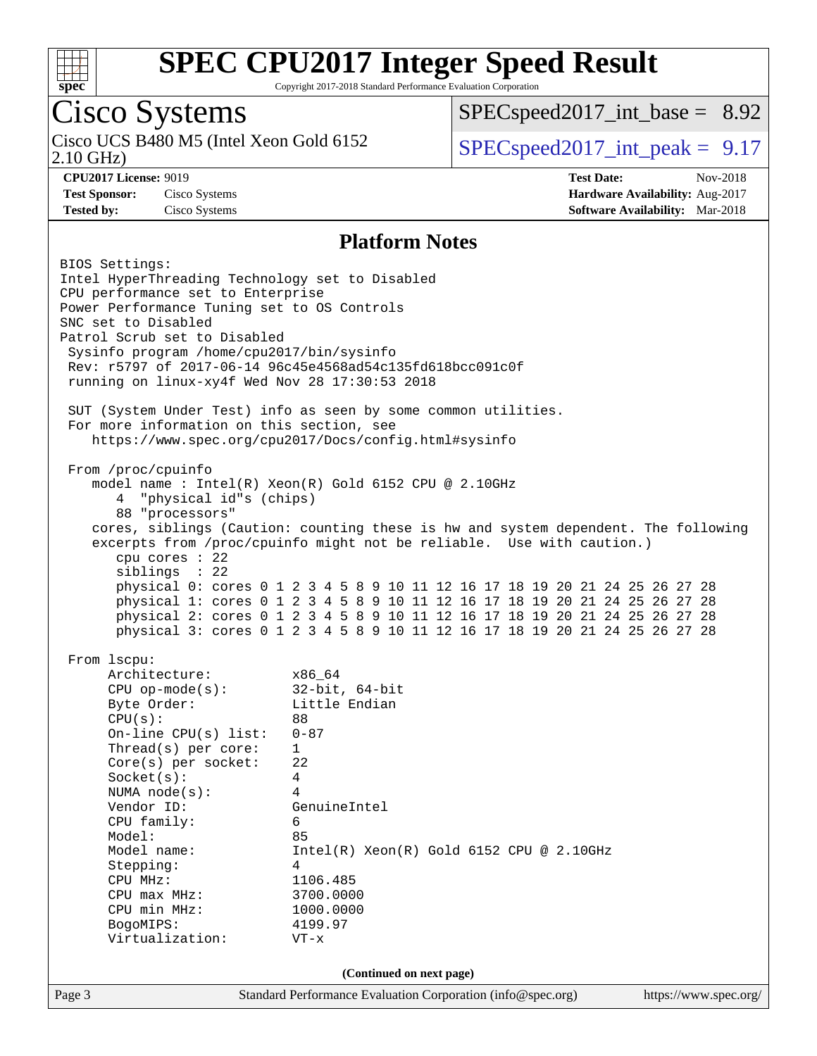# SPEC CPU2017 Integer Speed Result

Copyright 2017-2018 Standard Performance Evaluation Corporation

**Cisco Systems**

Cisco UCS B480 M5 (Intel Xeon Gold 6152 2.10 GHz)

SPECspeed2017_int_base = 8.92

SPECspeed2017_int_peak = 9.17

| | | | |
|---|---|---|---|
| **CPU2017 License:** | 9019 | **Test Date:** | Nov-2018 |
| **Test Sponsor:** | Cisco Systems | **Hardware Availability:** | Aug-2017 |
| **Tested by:** | Cisco Systems | **Software Availability:** | Mar-2018 |

## Platform Notes

```
BIOS Settings:
Intel HyperThreading Technology set to Disabled
CPU performance set to Enterprise
Power Performance Tuning set to OS Controls
SNC set to Disabled
Patrol Scrub set to Disabled
 Sysinfo program /home/cpu2017/bin/sysinfo
 Rev: r5797 of 2017-06-14 96c45e4568ad54c135fd618bcc091c0f
 running on linux-xy4f Wed Nov 28 17:30:53 2018

 SUT (System Under Test) info as seen by some common utilities.
 For more information on this section, see
    https://www.spec.org/cpu2017/Docs/config.html#sysinfo

 From /proc/cpuinfo
    model name : Intel(R) Xeon(R) Gold 6152 CPU @ 2.10GHz
       4  "physical id"s (chips)
       88 "processors"
    cores, siblings (Caution: counting these is hw and system dependent. The following
    excerpts from /proc/cpuinfo might not be reliable.  Use with caution.)
       cpu cores : 22
       siblings  : 22
       physical 0: cores 0 1 2 3 4 5 8 9 10 11 12 16 17 18 19 20 21 24 25 26 27 28
       physical 1: cores 0 1 2 3 4 5 8 9 10 11 12 16 17 18 19 20 21 24 25 26 27 28
       physical 2: cores 0 1 2 3 4 5 8 9 10 11 12 16 17 18 19 20 21 24 25 26 27 28
       physical 3: cores 0 1 2 3 4 5 8 9 10 11 12 16 17 18 19 20 21 24 25 26 27 28

 From lscpu:
      Architecture:          x86_64
      CPU op-mode(s):        32-bit, 64-bit
      Byte Order:            Little Endian
      CPU(s):                88
      On-line CPU(s) list:   0-87
      Thread(s) per core:    1
      Core(s) per socket:    22
      Socket(s):             4
      NUMA node(s):          4
      Vendor ID:             GenuineIntel
      CPU family:            6
      Model:                 85
      Model name:            Intel(R) Xeon(R) Gold 6152 CPU @ 2.10GHz
      Stepping:              4
      CPU MHz:               1106.485
      CPU max MHz:           3700.0000
      CPU min MHz:           1000.0000
      BogoMIPS:              4199.97
      Virtualization:        VT-x
```

**(Continued on next page)**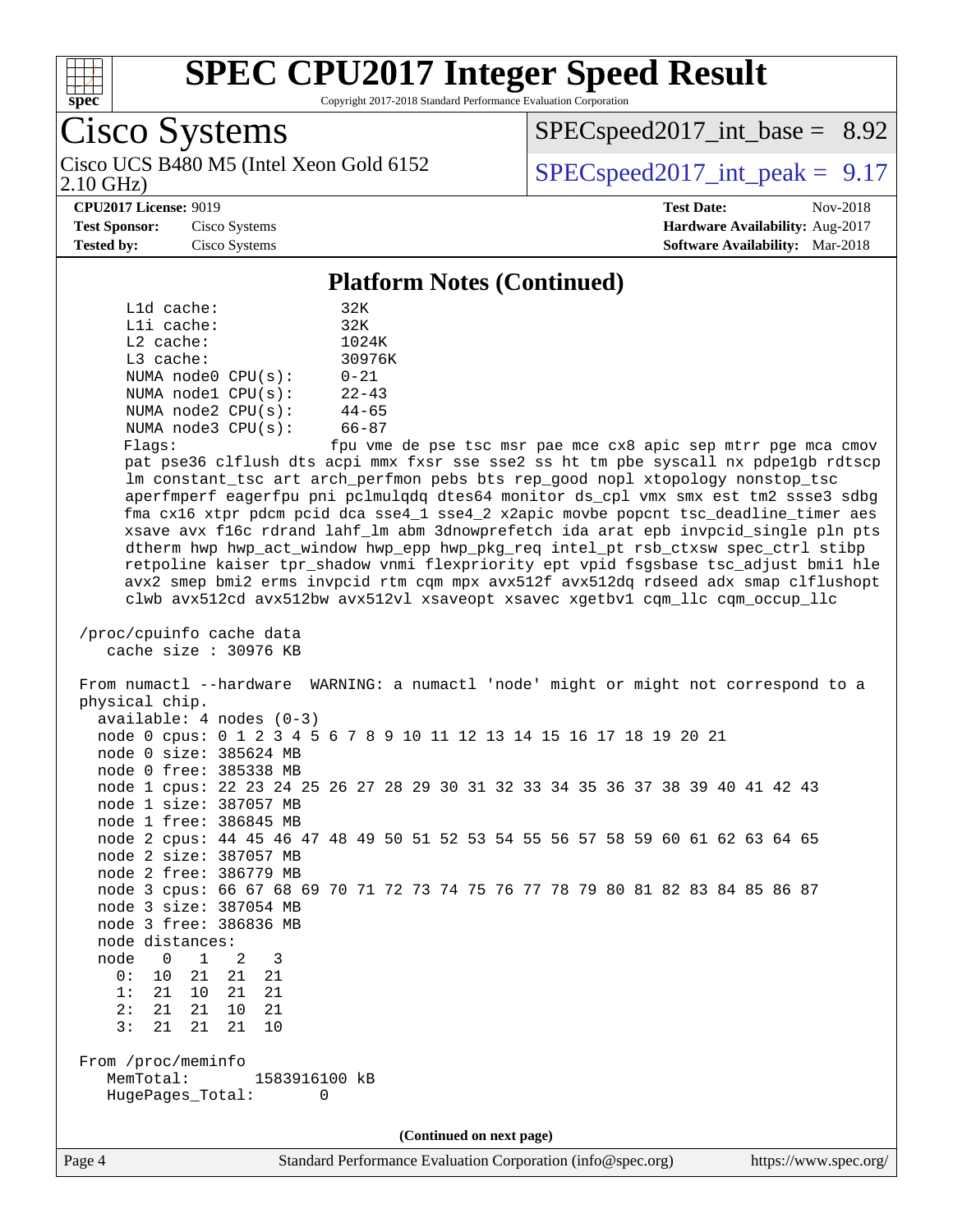## Platform Notes (Continued)

```
      L1d cache:             32K
      L1i cache:             32K
      L2 cache:              1024K
      L3 cache:              30976K
      NUMA node0 CPU(s):     0-21
      NUMA node1 CPU(s):     22-43
      NUMA node2 CPU(s):     44-65
      NUMA node3 CPU(s):     66-87
      Flags:                 fpu vme de pse tsc msr pae mce cx8 apic sep mtrr pge mca cmov
      pat pse36 clflush dts acpi mmx fxsr sse sse2 ss ht tm pbe syscall nx pdpe1gb rdtscp
      lm constant_tsc art arch_perfmon pebs bts rep_good nopl xtopology nonstop_tsc
      aperfmperf eagerfpu pni pclmulqdq dtes64 monitor ds_cpl vmx smx est tm2 ssse3 sdbg
      fma cx16 xtpr pdcm pcid dca sse4_1 sse4_2 x2apic movbe popcnt tsc_deadline_timer aes
      xsave avx f16c rdrand lahf_lm abm 3dnowprefetch ida arat epb invpcid_single pln pts
      dtherm hwp hwp_act_window hwp_epp hwp_pkg_req intel_pt rsb_ctxsw spec_ctrl stibp
      retpoline kaiser tpr_shadow vnmi flexpriority ept vpid fsgsbase tsc_adjust bmi1 hle
      avx2 smep bmi2 erms invpcid rtm cqm mpx avx512f avx512dq rdseed adx smap clflushopt
      clwb avx512cd avx512bw avx512vl xsaveopt xsavec xgetbv1 cqm_llc cqm_occup_llc

 /proc/cpuinfo cache data
    cache size : 30976 KB

 From numactl --hardware  WARNING: a numactl 'node' might or might not correspond to a
 physical chip.
   available: 4 nodes (0-3)
   node 0 cpus: 0 1 2 3 4 5 6 7 8 9 10 11 12 13 14 15 16 17 18 19 20 21
   node 0 size: 385624 MB
   node 0 free: 385338 MB
   node 1 cpus: 22 23 24 25 26 27 28 29 30 31 32 33 34 35 36 37 38 39 40 41 42 43
   node 1 size: 387057 MB
   node 1 free: 386845 MB
   node 2 cpus: 44 45 46 47 48 49 50 51 52 53 54 55 56 57 58 59 60 61 62 63 64 65
   node 2 size: 387057 MB
   node 2 free: 386779 MB
   node 3 cpus: 66 67 68 69 70 71 72 73 74 75 76 77 78 79 80 81 82 83 84 85 86 87
   node 3 size: 387054 MB
   node 3 free: 386836 MB
   node distances:
   node   0   1   2   3
     0:  10  21  21  21
     1:  21  10  21  21
     2:  21  21  10  21
     3:  21  21  21  10

 From /proc/meminfo
    MemTotal:       1583916100 kB
    HugePages_Total:       0
```

(Continued on next page)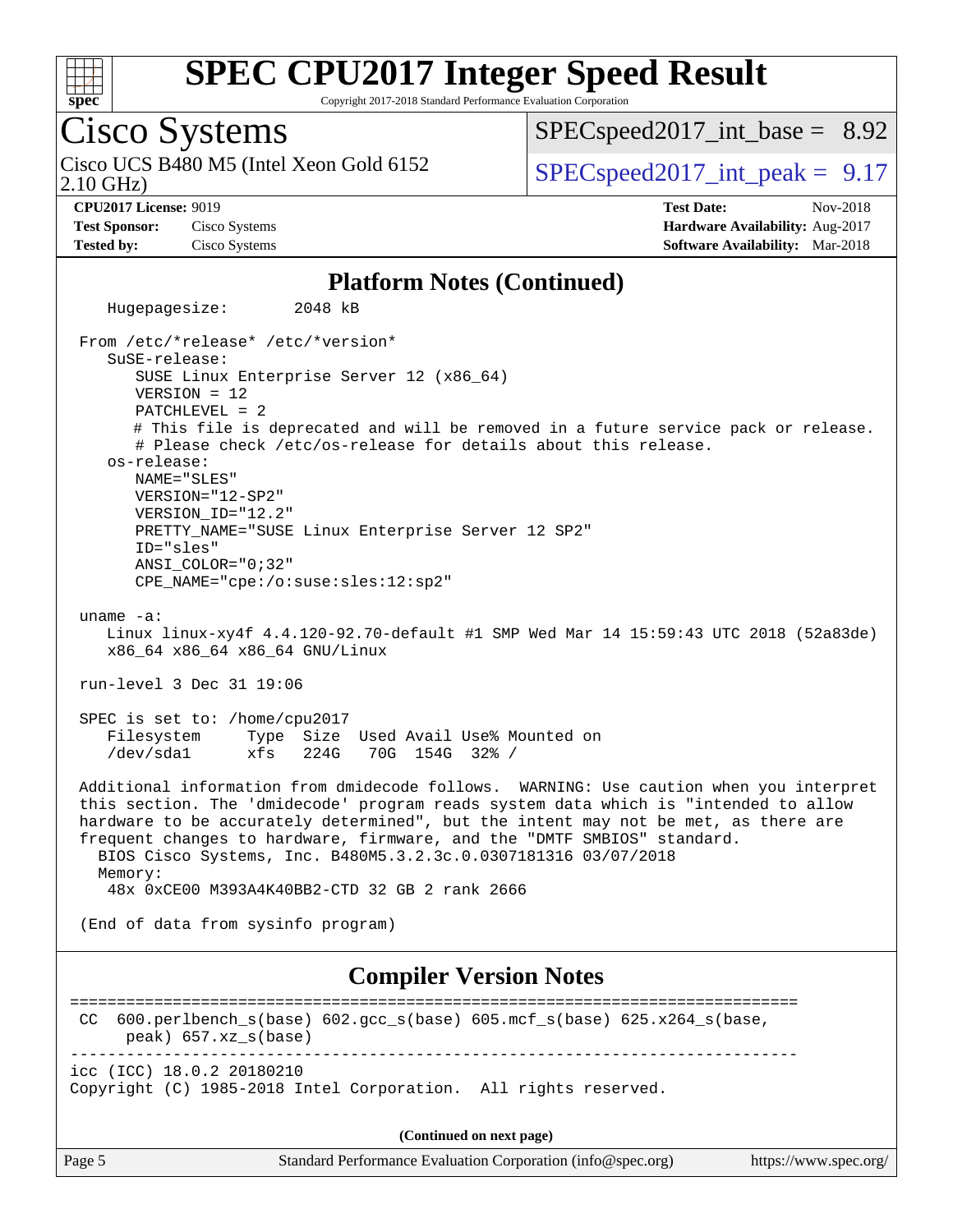## Platform Notes (Continued)

```
   Hugepagesize:        2048 kB

 From /etc/*release* /etc/*version*
    SuSE-release:
       SUSE Linux Enterprise Server 12 (x86_64)
       VERSION = 12
       PATCHLEVEL = 2
       # This file is deprecated and will be removed in a future service pack or release.
       # Please check /etc/os-release for details about this release.
    os-release:
       NAME="SLES"
       VERSION="12-SP2"
       VERSION_ID="12.2"
       PRETTY_NAME="SUSE Linux Enterprise Server 12 SP2"
       ID="sles"
       ANSI_COLOR="0;32"
       CPE_NAME="cpe:/o:suse:sles:12:sp2"

 uname -a:
    Linux linux-xy4f 4.4.120-92.70-default #1 SMP Wed Mar 14 15:59:43 UTC 2018 (52a83de)
    x86_64 x86_64 x86_64 GNU/Linux

 run-level 3 Dec 31 19:06

 SPEC is set to: /home/cpu2017
    Filesystem     Type  Size  Used Avail Use% Mounted on
    /dev/sda1      xfs   224G   70G  154G  32% /

 Additional information from dmidecode follows.  WARNING: Use caution when you interpret
 this section. The 'dmidecode' program reads system data which is "intended to allow
 hardware to be accurately determined", but the intent may not be met, as there are
 frequent changes to hardware, firmware, and the "DMTF SMBIOS" standard.
   BIOS Cisco Systems, Inc. B480M5.3.2.3c.0.0307181316 03/07/2018
   Memory:
    48x 0xCE00 M393A4K40BB2-CTD 32 GB 2 rank 2666

 (End of data from sysinfo program)
```

## Compiler Version Notes

```
==============================================================================
 CC  600.perlbench_s(base) 602.gcc_s(base) 605.mcf_s(base) 625.x264_s(base,
      peak) 657.xz_s(base)
------------------------------------------------------------------------------
icc (ICC) 18.0.2 20180210
Copyright (C) 1985-2018 Intel Corporation.  All rights reserved.
```

(Continued on next page)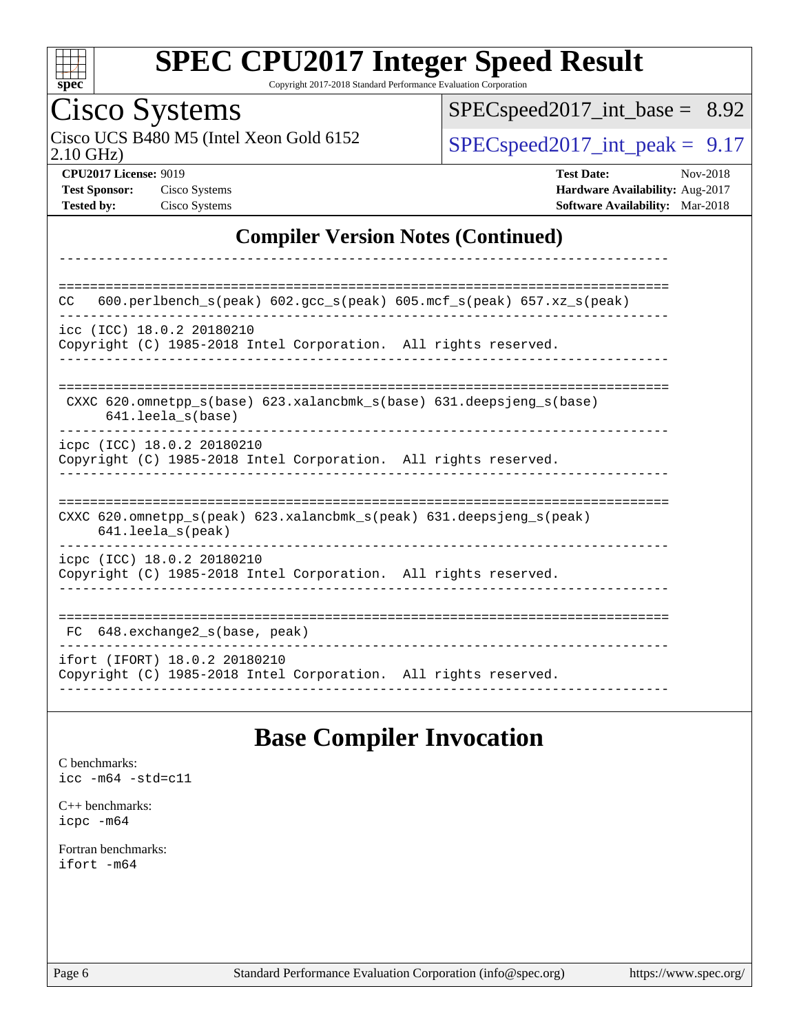## Compiler Version Notes (Continued)

```
------------------------------------------------------------------------------

==============================================================================
CC   600.perlbench_s(peak) 602.gcc_s(peak) 605.mcf_s(peak) 657.xz_s(peak)
------------------------------------------------------------------------------
icc (ICC) 18.0.2 20180210
Copyright (C) 1985-2018 Intel Corporation.  All rights reserved.
------------------------------------------------------------------------------

==============================================================================
 CXXC 620.omnetpp_s(base) 623.xalancbmk_s(base) 631.deepsjeng_s(base)
      641.leela_s(base)
------------------------------------------------------------------------------
icpc (ICC) 18.0.2 20180210
Copyright (C) 1985-2018 Intel Corporation.  All rights reserved.
------------------------------------------------------------------------------

==============================================================================
CXXC 620.omnetpp_s(peak) 623.xalancbmk_s(peak) 631.deepsjeng_s(peak)
     641.leela_s(peak)
------------------------------------------------------------------------------
icpc (ICC) 18.0.2 20180210
Copyright (C) 1985-2018 Intel Corporation.  All rights reserved.
------------------------------------------------------------------------------

==============================================================================
 FC  648.exchange2_s(base, peak)
------------------------------------------------------------------------------
ifort (IFORT) 18.0.2 20180210
Copyright (C) 1985-2018 Intel Corporation.  All rights reserved.
------------------------------------------------------------------------------
```

## Base Compiler Invocation

C benchmarks:
icc -m64 -std=c11

C++ benchmarks:
icpc -m64

Fortran benchmarks:
ifort -m64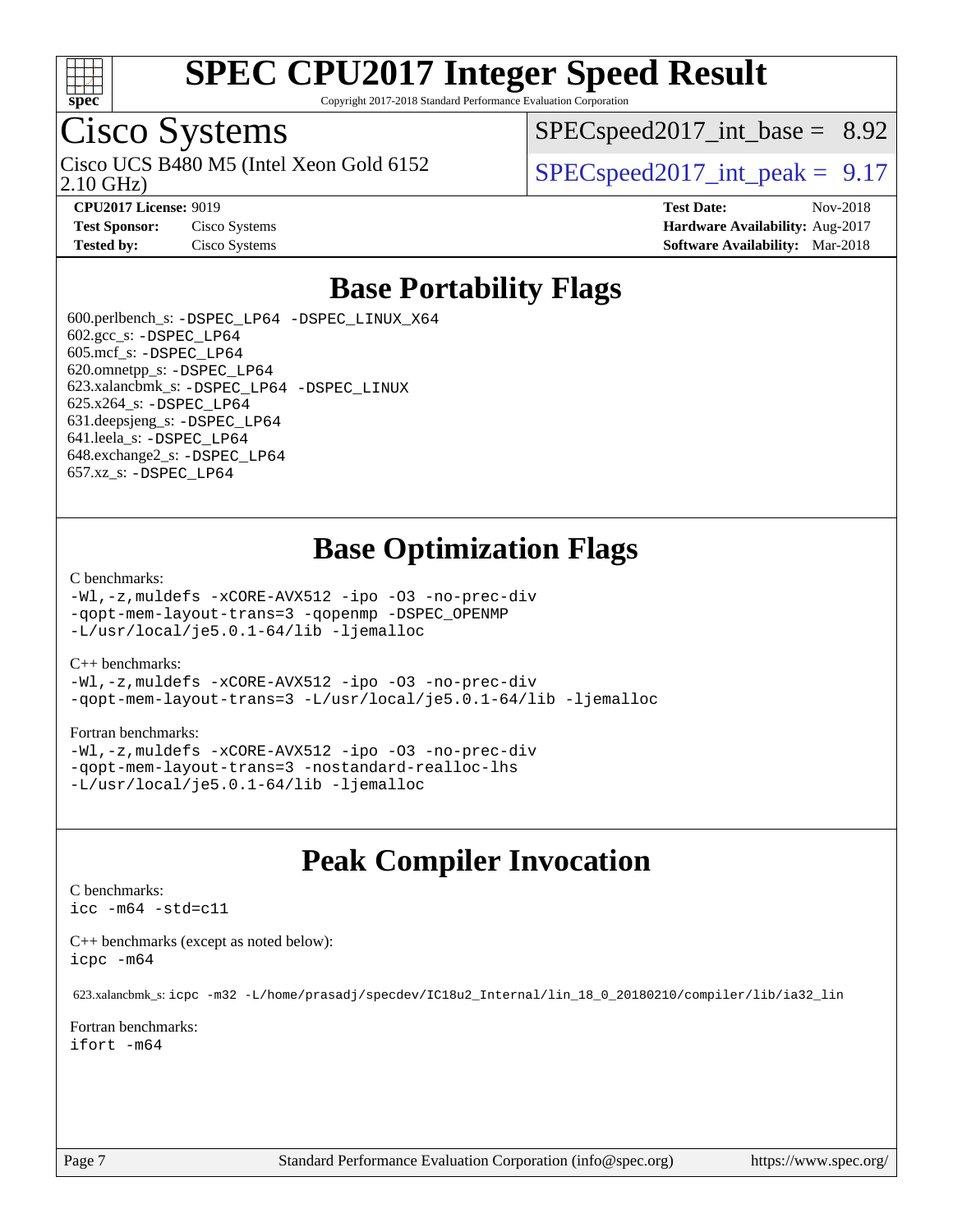# SPEC CPU2017 Integer Speed Result

Copyright 2017-2018 Standard Performance Evaluation Corporation

## Cisco Systems

Cisco UCS B480 M5 (Intel Xeon Gold 6152 2.10 GHz)

SPECspeed2017_int_base = 8.92

SPECspeed2017_int_peak = 9.17

**CPU2017 License:** 9019
**Test Sponsor:** Cisco Systems
**Tested by:** Cisco Systems

**Test Date:** Nov-2018
**Hardware Availability:** Aug-2017
**Software Availability:** Mar-2018

## Base Portability Flags

600.perlbench_s: -DSPEC_LP64 -DSPEC_LINUX_X64
602.gcc_s: -DSPEC_LP64
605.mcf_s: -DSPEC_LP64
620.omnetpp_s: -DSPEC_LP64
623.xalancbmk_s: -DSPEC_LP64 -DSPEC_LINUX
625.x264_s: -DSPEC_LP64
631.deepsjeng_s: -DSPEC_LP64
641.leela_s: -DSPEC_LP64
648.exchange2_s: -DSPEC_LP64
657.xz_s: -DSPEC_LP64

## Base Optimization Flags

C benchmarks:

```
-Wl,-z,muldefs -xCORE-AVX512 -ipo -O3 -no-prec-div
-qopt-mem-layout-trans=3 -qopenmp -DSPEC_OPENMP
-L/usr/local/je5.0.1-64/lib -ljemalloc
```

C++ benchmarks:

```
-Wl,-z,muldefs -xCORE-AVX512 -ipo -O3 -no-prec-div
-qopt-mem-layout-trans=3 -L/usr/local/je5.0.1-64/lib -ljemalloc
```

Fortran benchmarks:

```
-Wl,-z,muldefs -xCORE-AVX512 -ipo -O3 -no-prec-div
-qopt-mem-layout-trans=3 -nostandard-realloc-lhs
-L/usr/local/je5.0.1-64/lib -ljemalloc
```

## Peak Compiler Invocation

C benchmarks:

```
icc -m64 -std=c11
```

C++ benchmarks (except as noted below):

```
icpc -m64
```

623.xalancbmk_s: icpc -m32 -L/home/prasadj/specdev/IC18u2_Internal/lin_18_0_20180210/compiler/lib/ia32_lin

Fortran benchmarks:

```
ifort -m64
```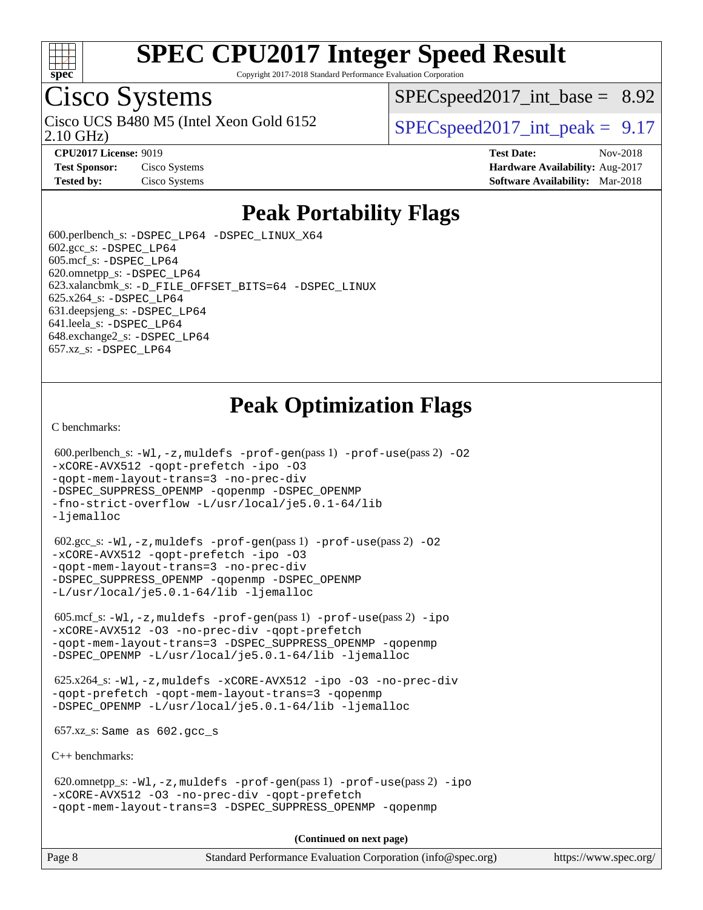# Peak Portability Flags

600.perlbench_s: -DSPEC_LP64 -DSPEC_LINUX_X64
602.gcc_s: -DSPEC_LP64
605.mcf_s: -DSPEC_LP64
620.omnetpp_s: -DSPEC_LP64
623.xalancbmk_s: -D_FILE_OFFSET_BITS=64 -DSPEC_LINUX
625.x264_s: -DSPEC_LP64
631.deepsjeng_s: -DSPEC_LP64
641.leela_s: -DSPEC_LP64
648.exchange2_s: -DSPEC_LP64
657.xz_s: -DSPEC_LP64

# Peak Optimization Flags

C benchmarks:

600.perlbench_s: -Wl,-z,muldefs -prof-gen(pass 1) -prof-use(pass 2) -O2 -xCORE-AVX512 -qopt-prefetch -ipo -O3 -qopt-mem-layout-trans=3 -no-prec-div -DSPEC_SUPPRESS_OPENMP -qopenmp -DSPEC_OPENMP -fno-strict-overflow -L/usr/local/je5.0.1-64/lib -ljemalloc

602.gcc_s: -Wl,-z,muldefs -prof-gen(pass 1) -prof-use(pass 2) -O2 -xCORE-AVX512 -qopt-prefetch -ipo -O3 -qopt-mem-layout-trans=3 -no-prec-div -DSPEC_SUPPRESS_OPENMP -qopenmp -DSPEC_OPENMP -L/usr/local/je5.0.1-64/lib -ljemalloc

605.mcf_s: -Wl,-z,muldefs -prof-gen(pass 1) -prof-use(pass 2) -ipo -xCORE-AVX512 -O3 -no-prec-div -qopt-prefetch -qopt-mem-layout-trans=3 -DSPEC_SUPPRESS_OPENMP -qopenmp -DSPEC_OPENMP -L/usr/local/je5.0.1-64/lib -ljemalloc

625.x264_s: -Wl,-z,muldefs -xCORE-AVX512 -ipo -O3 -no-prec-div -qopt-prefetch -qopt-mem-layout-trans=3 -qopenmp -DSPEC_OPENMP -L/usr/local/je5.0.1-64/lib -ljemalloc

657.xz_s: Same as 602.gcc_s

C++ benchmarks:

620.omnetpp_s: -Wl,-z,muldefs -prof-gen(pass 1) -prof-use(pass 2) -ipo -xCORE-AVX512 -O3 -no-prec-div -qopt-prefetch -qopt-mem-layout-trans=3 -DSPEC_SUPPRESS_OPENMP -qopenmp

(Continued on next page)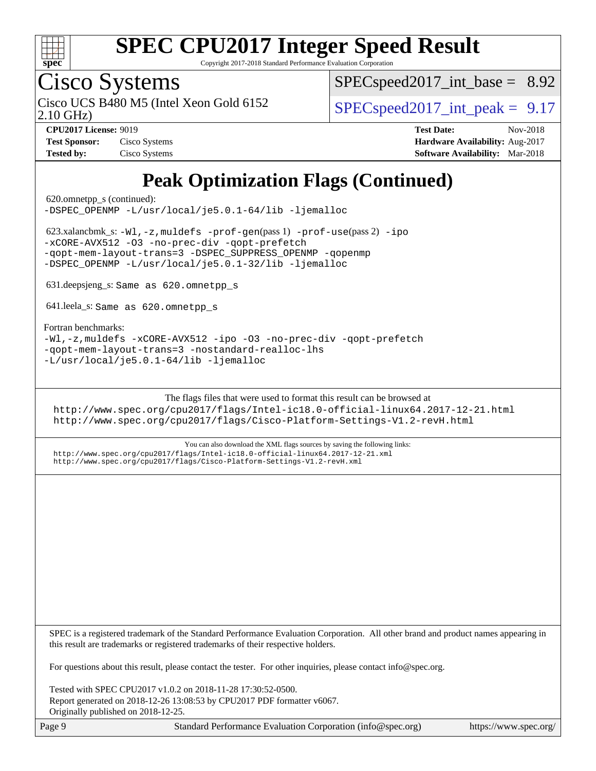# Peak Optimization Flags (Continued)

620.omnetpp_s (continued):
-DSPEC_OPENMP -L/usr/local/je5.0.1-64/lib -ljemalloc

623.xalancbmk_s: -Wl,-z,muldefs -prof-gen(pass 1) -prof-use(pass 2) -ipo
-xCORE-AVX512 -O3 -no-prec-div -qopt-prefetch
-qopt-mem-layout-trans=3 -DSPEC_SUPPRESS_OPENMP -qopenmp
-DSPEC_OPENMP -L/usr/local/je5.0.1-32/lib -ljemalloc

631.deepsjeng_s: Same as 620.omnetpp_s

641.leela_s: Same as 620.omnetpp_s

Fortran benchmarks:
-Wl,-z,muldefs -xCORE-AVX512 -ipo -O3 -no-prec-div -qopt-prefetch
-qopt-mem-layout-trans=3 -nostandard-realloc-lhs
-L/usr/local/je5.0.1-64/lib -ljemalloc

The flags files that were used to format this result can be browsed at
http://www.spec.org/cpu2017/flags/Intel-ic18.0-official-linux64.2017-12-21.html
http://www.spec.org/cpu2017/flags/Cisco-Platform-Settings-V1.2-revH.html

You can also download the XML flags sources by saving the following links:
http://www.spec.org/cpu2017/flags/Intel-ic18.0-official-linux64.2017-12-21.xml
http://www.spec.org/cpu2017/flags/Cisco-Platform-Settings-V1.2-revH.xml

SPEC is a registered trademark of the Standard Performance Evaluation Corporation. All other brand and product names appearing in this result are trademarks or registered trademarks of their respective holders.

For questions about this result, please contact the tester. For other inquiries, please contact info@spec.org.

Tested with SPEC CPU2017 v1.0.2 on 2018-11-28 17:30:52-0500.
Report generated on 2018-12-26 13:08:53 by CPU2017 PDF formatter v6067.
Originally published on 2018-12-25.